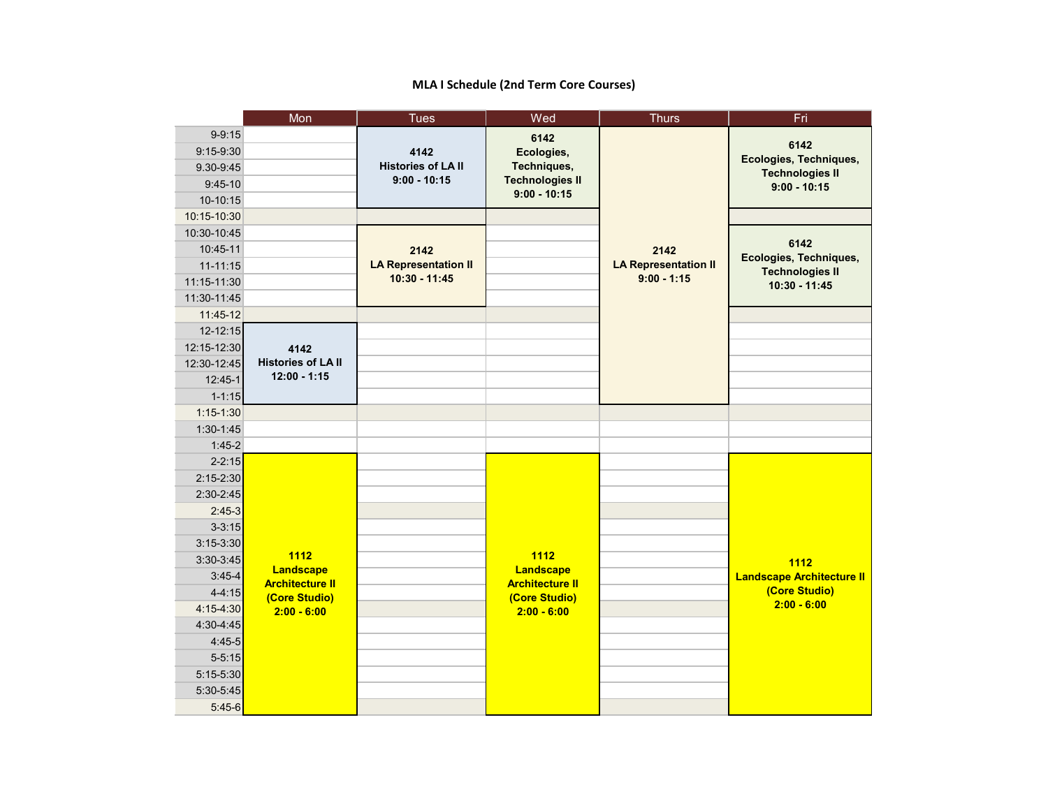**MLA I Schedule (2nd Term Core Courses)**

| | Mon | Tues | Wed | Thurs | Fri |
|---|---|---|---|---|---|
| 9-9:15 | | 4142 Histories of LA II 9:00 - 10:15 | 6142 Ecologies, Techniques, Technologies II 9:00 - 10:15 | 2142 LA Representation II 9:00 - 1:15 | 6142 Ecologies, Techniques, Technologies II 9:00 - 10:15 |
| 9:15-9:30 | | | | | |
| 9.30-9:45 | | | | | |
| 9:45-10 | | | | | |
| 10-10:15 | | | | | |
| 10:15-10:30 | | | | | |
| 10:30-10:45 | | 2142 LA Representation II 10:30 - 11:45 | | | 6142 Ecologies, Techniques, Technologies II 10:30 - 11:45 |
| 10:45-11 | | | | | |
| 11-11:15 | | | | | |
| 11:15-11:30 | | | | | |
| 11:30-11:45 | | | | | |
| 11:45-12 | | | | | |
| 12-12:15 | 4142 Histories of LA II 12:00 - 1:15 | | | | |
| 12:15-12:30 | | | | | |
| 12:30-12:45 | | | | | |
| 12:45-1 | | | | | |
| 1-1:15 | | | | | |
| 1:15-1:30 | | | | | |
| 1:30-1:45 | | | | | |
| 1:45-2 | | | | | |
| 2-2:15 | 1112 Landscape Architecture II (Core Studio) 2:00 - 6:00 | | 1112 Landscape Architecture II (Core Studio) 2:00 - 6:00 | | 1112 Landscape Architecture II (Core Studio) 2:00 - 6:00 |
| 2:15-2:30 | | | | | |
| 2:30-2:45 | | | | | |
| 2:45-3 | | | | | |
| 3-3:15 | | | | | |
| 3:15-3:30 | | | | | |
| 3:30-3:45 | | | | | |
| 3:45-4 | | | | | |
| 4-4:15 | | | | | |
| 4:15-4:30 | | | | | |
| 4:30-4:45 | | | | | |
| 4:45-5 | | | | | |
| 5-5:15 | | | | | |
| 5:15-5:30 | | | | | |
| 5:30-5:45 | | | | | |
| 5:45-6 | | | | | |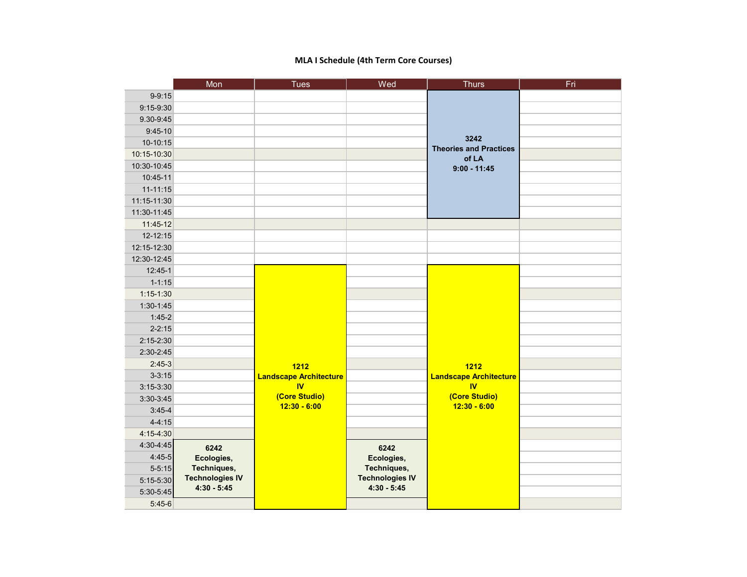## MLA I Schedule (4th Term Core Courses)

| | Mon | Tues | Wed | Thurs | Fri |
|---|---|---|---|---|---|
| 9-9:15 | | | | **3242 Theories and Practices of LA 9:00 - 11:45** | |
| 9:15-9:30 | | | | | |
| 9.30-9:45 | | | | | |
| 9:45-10 | | | | | |
| 10-10:15 | | | | | |
| 10:15-10:30 | | | | | |
| 10:30-10:45 | | | | | |
| 10:45-11 | | | | | |
| 11-11:15 | | | | | |
| 11:15-11:30 | | | | | |
| 11:30-11:45 | | | | | |
| 11:45-12 | | | | | |
| 12-12:15 | | | | | |
| 12:15-12:30 | | | | | |
| 12:30-12:45 | | | | | |
| 12:45-1 | | **1212 Landscape Architecture IV (Core Studio) 12:30 - 6:00** | | **1212 Landscape Architecture IV (Core Studio) 12:30 - 6:00** | |
| 1-1:15 | | | | | |
| 1:15-1:30 | | | | | |
| 1:30-1:45 | | | | | |
| 1:45-2 | | | | | |
| 2-2:15 | | | | | |
| 2:15-2:30 | | | | | |
| 2:30-2:45 | | | | | |
| 2:45-3 | | | | | |
| 3-3:15 | | | | | |
| 3:15-3:30 | | | | | |
| 3:30-3:45 | | | | | |
| 3:45-4 | | | | | |
| 4-4:15 | | | | | |
| 4:15-4:30 | | | | | |
| 4:30-4:45 | **6242 Ecologies, Techniques, Technologies IV 4:30 - 5:45** | | **6242 Ecologies, Techniques, Technologies IV 4:30 - 5:45** | | |
| 4:45-5 | | | | | |
| 5-5:15 | | | | | |
| 5:15-5:30 | | | | | |
| 5:30-5:45 | | | | | |
| 5:45-6 | | | | | |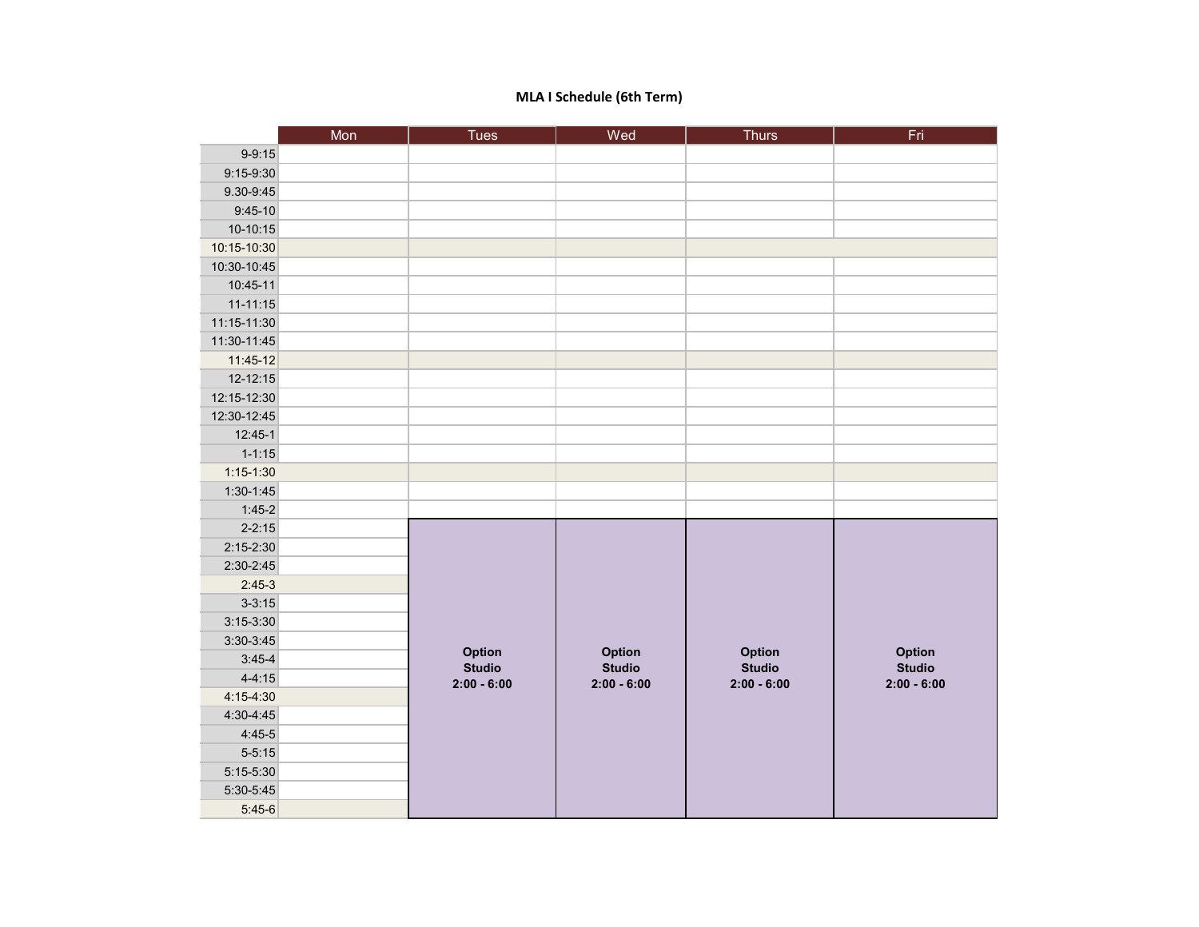**MLA I Schedule (6th Term)**

| | Mon | Tues | Wed | Thurs | Fri |
|---|---|---|---|---|---|
| 9-9:15 | | | | | |
| 9:15-9:30 | | | | | |
| 9.30-9:45 | | | | | |
| 9:45-10 | | | | | |
| 10-10:15 | | | | | |
| 10:15-10:30 | | | | | |
| 10:30-10:45 | | | | | |
| 10:45-11 | | | | | |
| 11-11:15 | | | | | |
| 11:15-11:30 | | | | | |
| 11:30-11:45 | | | | | |
| 11:45-12 | | | | | |
| 12-12:15 | | | | | |
| 12:15-12:30 | | | | | |
| 12:30-12:45 | | | | | |
| 12:45-1 | | | | | |
| 1-1:15 | | | | | |
| 1:15-1:30 | | | | | |
| 1:30-1:45 | | | | | |
| 1:45-2 | | | | | |
| 2-2:15 | | **Option Studio 2:00 - 6:00** | **Option Studio 2:00 - 6:00** | **Option Studio 2:00 - 6:00** | **Option Studio 2:00 - 6:00** |
| 2:15-2:30 | | | | | |
| 2:30-2:45 | | | | | |
| 2:45-3 | | | | | |
| 3-3:15 | | | | | |
| 3:15-3:30 | | | | | |
| 3:30-3:45 | | | | | |
| 3:45-4 | | | | | |
| 4-4:15 | | | | | |
| 4:15-4:30 | | | | | |
| 4:30-4:45 | | | | | |
| 4:45-5 | | | | | |
| 5-5:15 | | | | | |
| 5:15-5:30 | | | | | |
| 5:30-5:45 | | | | | |
| 5:45-6 | | | | | |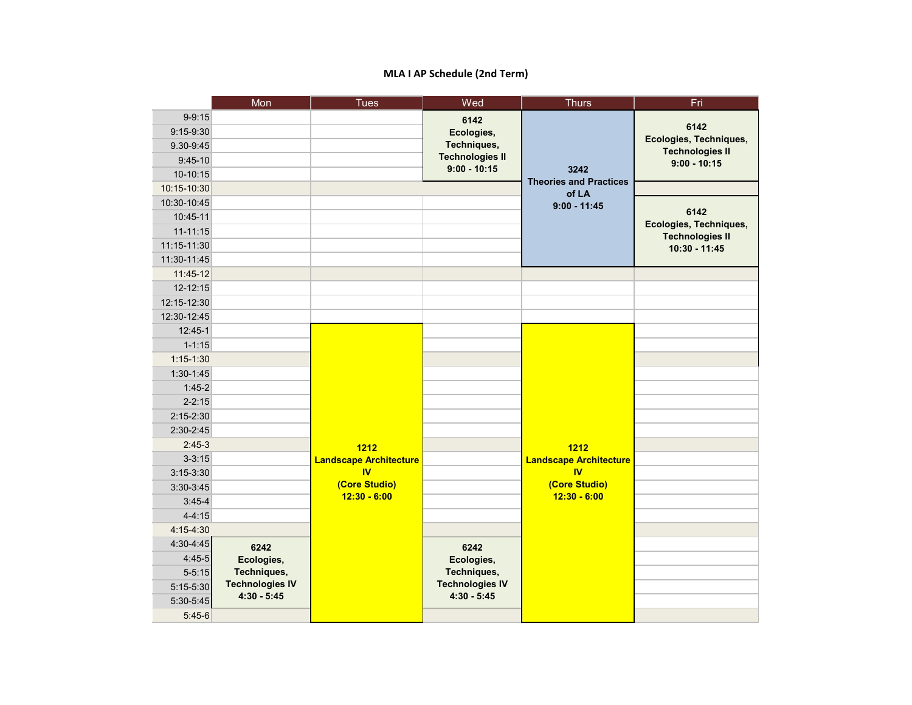**MLA I AP Schedule (2nd Term)**

| | Mon | Tues | Wed | Thurs | Fri |
|---|---|---|---|---|---|
| 9-9:15 | | | 6142 Ecologies, Techniques, Technologies II 9:00 - 10:15 | 3242 Theories and Practices of LA 9:00 - 11:45 | 6142 Ecologies, Techniques, Technologies II 9:00 - 10:15 |
| 9:15-9:30 | | | | | |
| 9.30-9:45 | | | | | |
| 9:45-10 | | | | | |
| 10-10:15 | | | | | |
| 10:15-10:30 | | | | | |
| 10:30-10:45 | | | | | 6142 Ecologies, Techniques, Technologies II 10:30 - 11:45 |
| 10:45-11 | | | | | |
| 11-11:15 | | | | | |
| 11:15-11:30 | | | | | |
| 11:30-11:45 | | | | | |
| 11:45-12 | | | | | |
| 12-12:15 | | | | | |
| 12:15-12:30 | | | | | |
| 12:30-12:45 | | | | | |
| 12:45-1 | | 1212 Landscape Architecture IV (Core Studio) 12:30 - 6:00 | | 1212 Landscape Architecture IV (Core Studio) 12:30 - 6:00 | |
| 1-1:15 | | | | | |
| 1:15-1:30 | | | | | |
| 1:30-1:45 | | | | | |
| 1:45-2 | | | | | |
| 2-2:15 | | | | | |
| 2:15-2:30 | | | | | |
| 2:30-2:45 | | | | | |
| 2:45-3 | | | | | |
| 3-3:15 | | | | | |
| 3:15-3:30 | | | | | |
| 3:30-3:45 | | | | | |
| 3:45-4 | | | | | |
| 4-4:15 | | | | | |
| 4:15-4:30 | | | | | |
| 4:30-4:45 | 6242 Ecologies, Techniques, Technologies IV 4:30 - 5:45 | | 6242 Ecologies, Techniques, Technologies IV 4:30 - 5:45 | | |
| 4:45-5 | | | | | |
| 5-5:15 | | | | | |
| 5:15-5:30 | | | | | |
| 5:30-5:45 | | | | | |
| 5:45-6 | | | | | |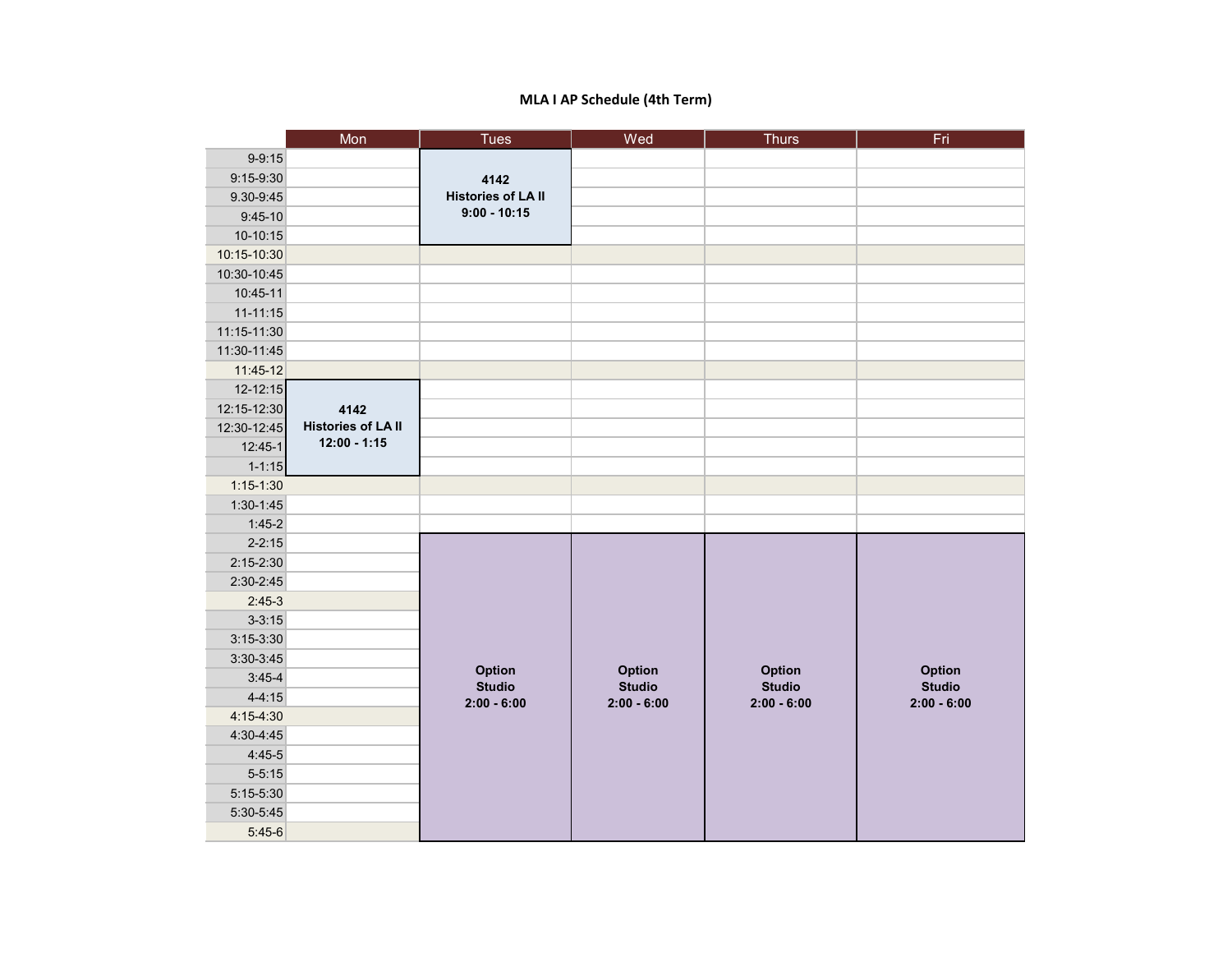**MLA I AP Schedule (4th Term)**

| | Mon | Tues | Wed | Thurs | Fri |
|---|---|---|---|---|---|
| 9-9:15 | | 4142 Histories of LA II 9:00 - 10:15 | | | |
| 9:15-9:30 | | | | | |
| 9.30-9:45 | | | | | |
| 9:45-10 | | | | | |
| 10-10:15 | | | | | |
| 10:15-10:30 | | | | | |
| 10:30-10:45 | | | | | |
| 10:45-11 | | | | | |
| 11-11:15 | | | | | |
| 11:15-11:30 | | | | | |
| 11:30-11:45 | | | | | |
| 11:45-12 | | | | | |
| 12-12:15 | 4142 Histories of LA II 12:00 - 1:15 | | | | |
| 12:15-12:30 | | | | | |
| 12:30-12:45 | | | | | |
| 12:45-1 | | | | | |
| 1-1:15 | | | | | |
| 1:15-1:30 | | | | | |
| 1:30-1:45 | | | | | |
| 1:45-2 | | | | | |
| 2-2:15 | | Option Studio 2:00 - 6:00 | Option Studio 2:00 - 6:00 | Option Studio 2:00 - 6:00 | Option Studio 2:00 - 6:00 |
| 2:15-2:30 | | | | | |
| 2:30-2:45 | | | | | |
| 2:45-3 | | | | | |
| 3-3:15 | | | | | |
| 3:15-3:30 | | | | | |
| 3:30-3:45 | | | | | |
| 3:45-4 | | | | | |
| 4-4:15 | | | | | |
| 4:15-4:30 | | | | | |
| 4:30-4:45 | | | | | |
| 4:45-5 | | | | | |
| 5-5:15 | | | | | |
| 5:15-5:30 | | | | | |
| 5:30-5:45 | | | | | |
| 5:45-6 | | | | | |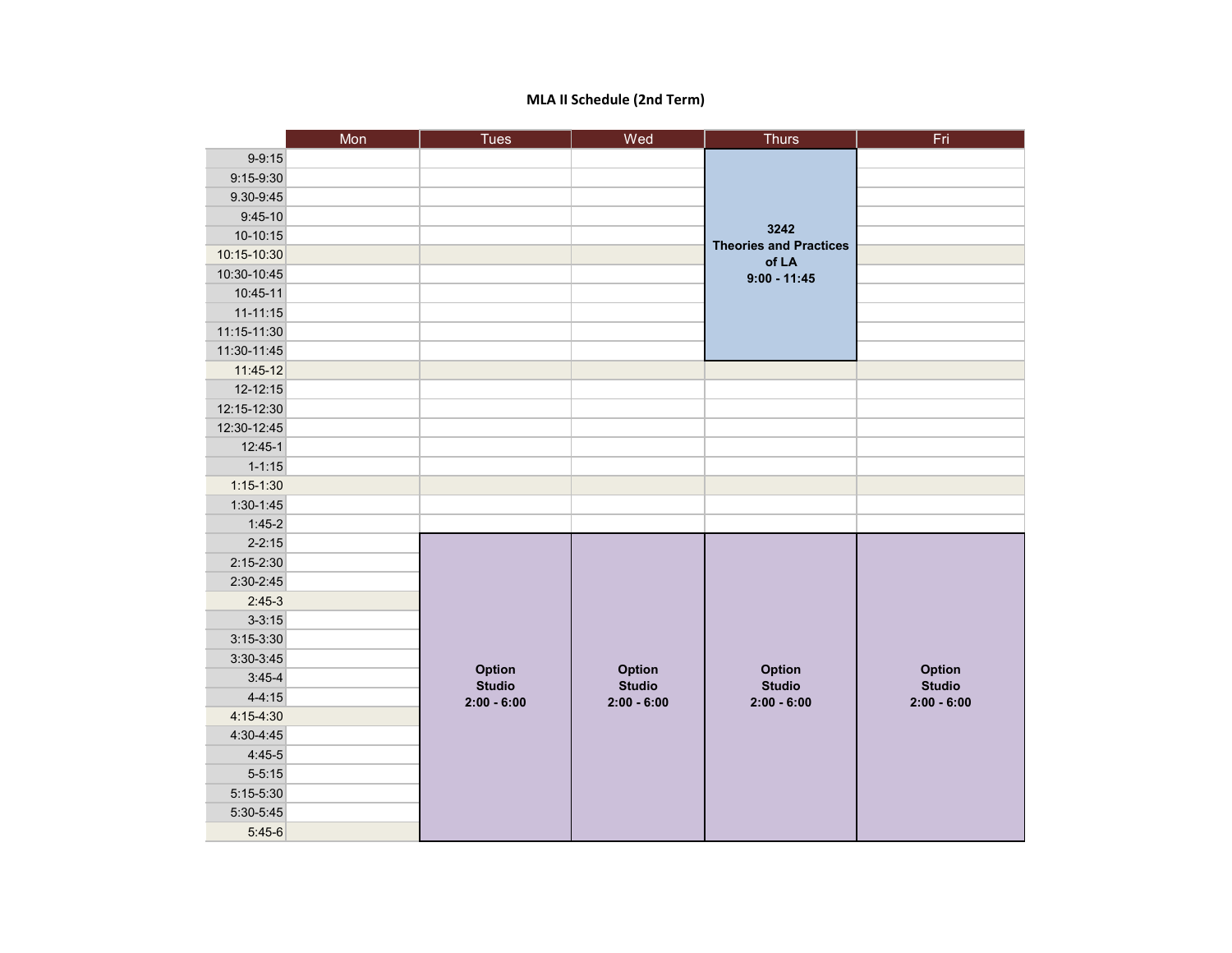**MLA II Schedule (2nd Term)**

| | Mon | Tues | Wed | Thurs | Fri |
|---|---|---|---|---|---|
| 9-9:15 | | | | 3242 Theories and Practices of LA 9:00 - 11:45 | |
| 9:15-9:30 | | | | | |
| 9.30-9:45 | | | | | |
| 9:45-10 | | | | | |
| 10-10:15 | | | | | |
| 10:15-10:30 | | | | | |
| 10:30-10:45 | | | | | |
| 10:45-11 | | | | | |
| 11-11:15 | | | | | |
| 11:15-11:30 | | | | | |
| 11:30-11:45 | | | | | |
| 11:45-12 | | | | | |
| 12-12:15 | | | | | |
| 12:15-12:30 | | | | | |
| 12:30-12:45 | | | | | |
| 12:45-1 | | | | | |
| 1-1:15 | | | | | |
| 1:15-1:30 | | | | | |
| 1:30-1:45 | | | | | |
| 1:45-2 | | | | | |
| 2-2:15 | | Option Studio 2:00 - 6:00 | Option Studio 2:00 - 6:00 | Option Studio 2:00 - 6:00 | Option Studio 2:00 - 6:00 |
| 2:15-2:30 | | | | | |
| 2:30-2:45 | | | | | |
| 2:45-3 | | | | | |
| 3-3:15 | | | | | |
| 3:15-3:30 | | | | | |
| 3:30-3:45 | | | | | |
| 3:45-4 | | | | | |
| 4-4:15 | | | | | |
| 4:15-4:30 | | | | | |
| 4:30-4:45 | | | | | |
| 4:45-5 | | | | | |
| 5-5:15 | | | | | |
| 5:15-5:30 | | | | | |
| 5:30-5:45 | | | | | |
| 5:45-6 | | | | | |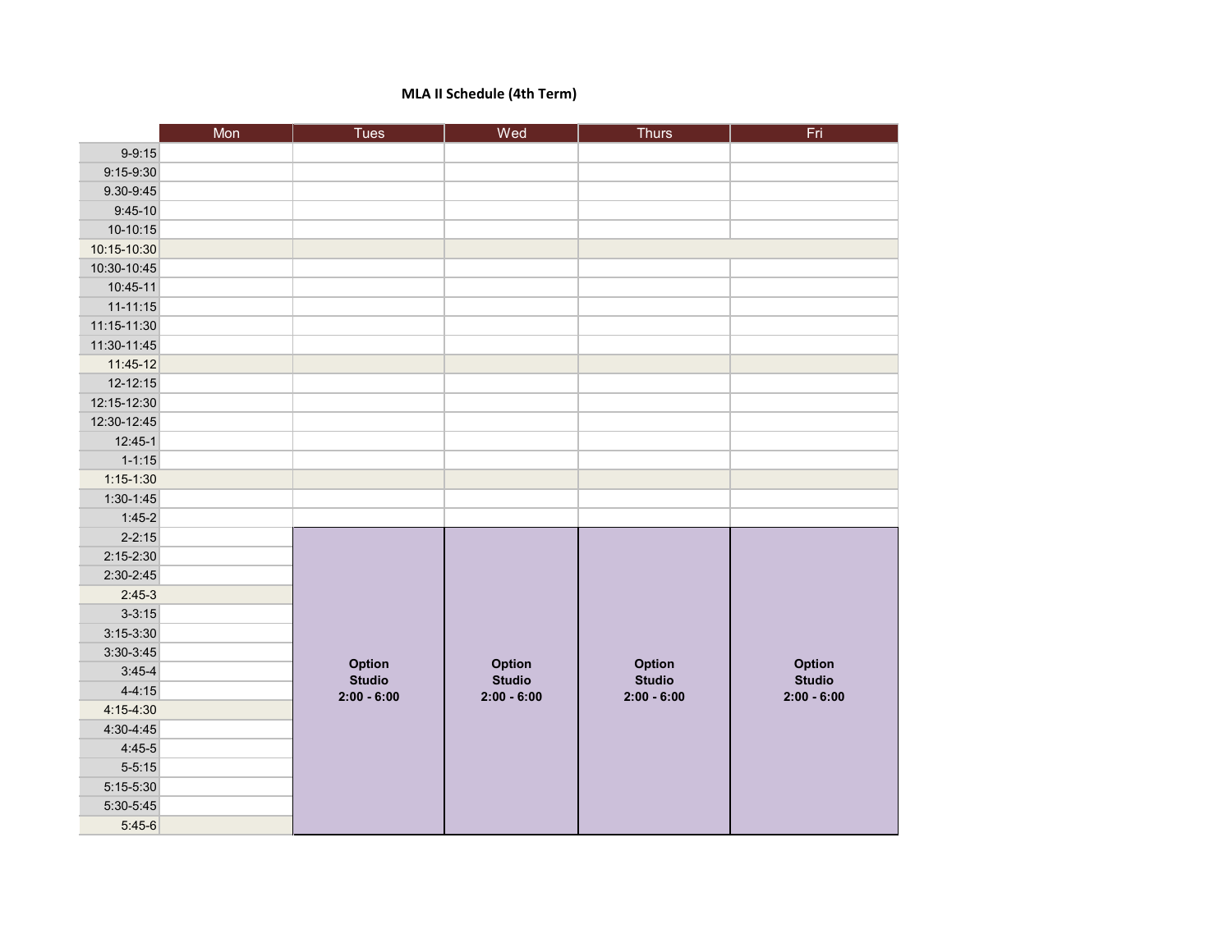**MLA II Schedule (4th Term)**

| | Mon | Tues | Wed | Thurs | Fri |
|---|---|---|---|---|---|
| 9-9:15 | | | | | |
| 9:15-9:30 | | | | | |
| 9.30-9:45 | | | | | |
| 9:45-10 | | | | | |
| 10-10:15 | | | | | |
| 10:15-10:30 | | | | | |
| 10:30-10:45 | | | | | |
| 10:45-11 | | | | | |
| 11-11:15 | | | | | |
| 11:15-11:30 | | | | | |
| 11:30-11:45 | | | | | |
| 11:45-12 | | | | | |
| 12-12:15 | | | | | |
| 12:15-12:30 | | | | | |
| 12:30-12:45 | | | | | |
| 12:45-1 | | | | | |
| 1-1:15 | | | | | |
| 1:15-1:30 | | | | | |
| 1:30-1:45 | | | | | |
| 1:45-2 | | | | | |
| 2-2:15 | | **Option Studio 2:00 - 6:00** | **Option Studio 2:00 - 6:00** | **Option Studio 2:00 - 6:00** | **Option Studio 2:00 - 6:00** |
| 2:15-2:30 | | | | | |
| 2:30-2:45 | | | | | |
| 2:45-3 | | | | | |
| 3-3:15 | | | | | |
| 3:15-3:30 | | | | | |
| 3:30-3:45 | | | | | |
| 3:45-4 | | | | | |
| 4-4:15 | | | | | |
| 4:15-4:30 | | | | | |
| 4:30-4:45 | | | | | |
| 4:45-5 | | | | | |
| 5-5:15 | | | | | |
| 5:15-5:30 | | | | | |
| 5:30-5:45 | | | | | |
| 5:45-6 | | | | | |